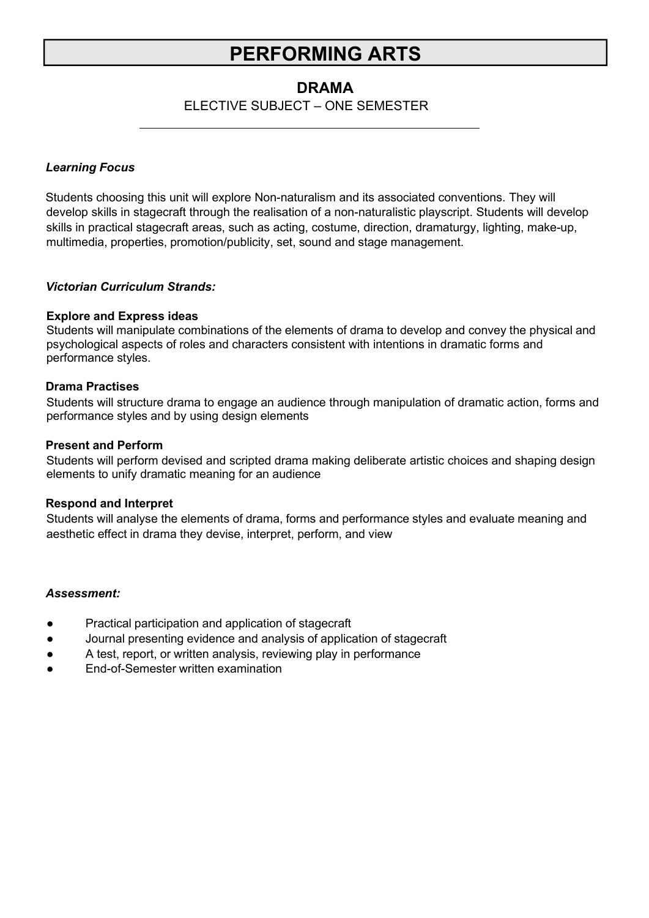# PERFORMING ARTS

## DRAMA

ELECTIVE SUBJECT – ONE SEMESTER

---

***Learning Focus***

Students choosing this unit will explore Non-naturalism and its associated conventions. They will develop skills in stagecraft through the realisation of a non-naturalistic playscript. Students will develop skills in practical stagecraft areas, such as acting, costume, direction, dramaturgy, lighting, make-up, multimedia, properties, promotion/publicity, set, sound and stage management.

***Victorian Curriculum Strands:***

**Explore and Express ideas**
Students will manipulate combinations of the elements of drama to develop and convey the physical and psychological aspects of roles and characters consistent with intentions in dramatic forms and performance styles.

**Drama Practises**
Students will structure drama to engage an audience through manipulation of dramatic action, forms and performance styles and by using design elements

**Present and Perform**
Students will perform devised and scripted drama making deliberate artistic choices and shaping design elements to unify dramatic meaning for an audience

**Respond and Interpret**
Students will analyse the elements of drama, forms and performance styles and evaluate meaning and aesthetic effect in drama they devise, interpret, perform, and view

***Assessment:***

- Practical participation and application of stagecraft
- Journal presenting evidence and analysis of application of stagecraft
- A test, report, or written analysis, reviewing play in performance
- End-of-Semester written examination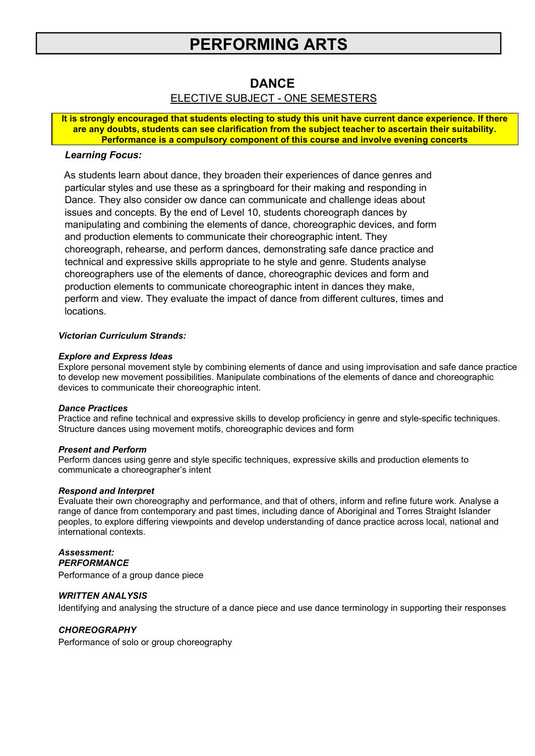# PERFORMING ARTS

## DANCE

ELECTIVE SUBJECT - ONE SEMESTERS

**It is strongly encouraged that students electing to study this unit have current dance experience. If there are any doubts, students can see clarification from the subject teacher to ascertain their suitability. Performance is a compulsory component of this course and involve evening concerts**

***Learning Focus:***

As students learn about dance, they broaden their experiences of dance genres and particular styles and use these as a springboard for their making and responding in Dance. They also consider ow dance can communicate and challenge ideas about issues and concepts. By the end of Level 10, students choreograph dances by manipulating and combining the elements of dance, choreographic devices, and form and production elements to communicate their choreographic intent. They choreograph, rehearse, and perform dances, demonstrating safe dance practice and technical and expressive skills appropriate to he style and genre. Students analyse choreographers use of the elements of dance, choreographic devices and form and production elements to communicate choreographic intent in dances they make, perform and view. They evaluate the impact of dance from different cultures, times and locations.

***Victorian Curriculum Strands:***

***Explore and Express Ideas***

Explore personal movement style by combining elements of dance and using improvisation and safe dance practice to develop new movement possibilities. Manipulate combinations of the elements of dance and choreographic devices to communicate their choreographic intent.

***Dance Practices***

Practice and refine technical and expressive skills to develop proficiency in genre and style-specific techniques. Structure dances using movement motifs, choreographic devices and form

***Present and Perform***

Perform dances using genre and style specific techniques, expressive skills and production elements to communicate a choreographer's intent

***Respond and Interpret***

Evaluate their own choreography and performance, and that of others, inform and refine future work. Analyse a range of dance from contemporary and past times, including dance of Aboriginal and Torres Straight Islander peoples, to explore differing viewpoints and develop understanding of dance practice across local, national and international contexts.

***Assessment:***

***PERFORMANCE***

Performance of a group dance piece

***WRITTEN ANALYSIS***

Identifying and analysing the structure of a dance piece and use dance terminology in supporting their responses

***CHOREOGRAPHY***

Performance of solo or group choreography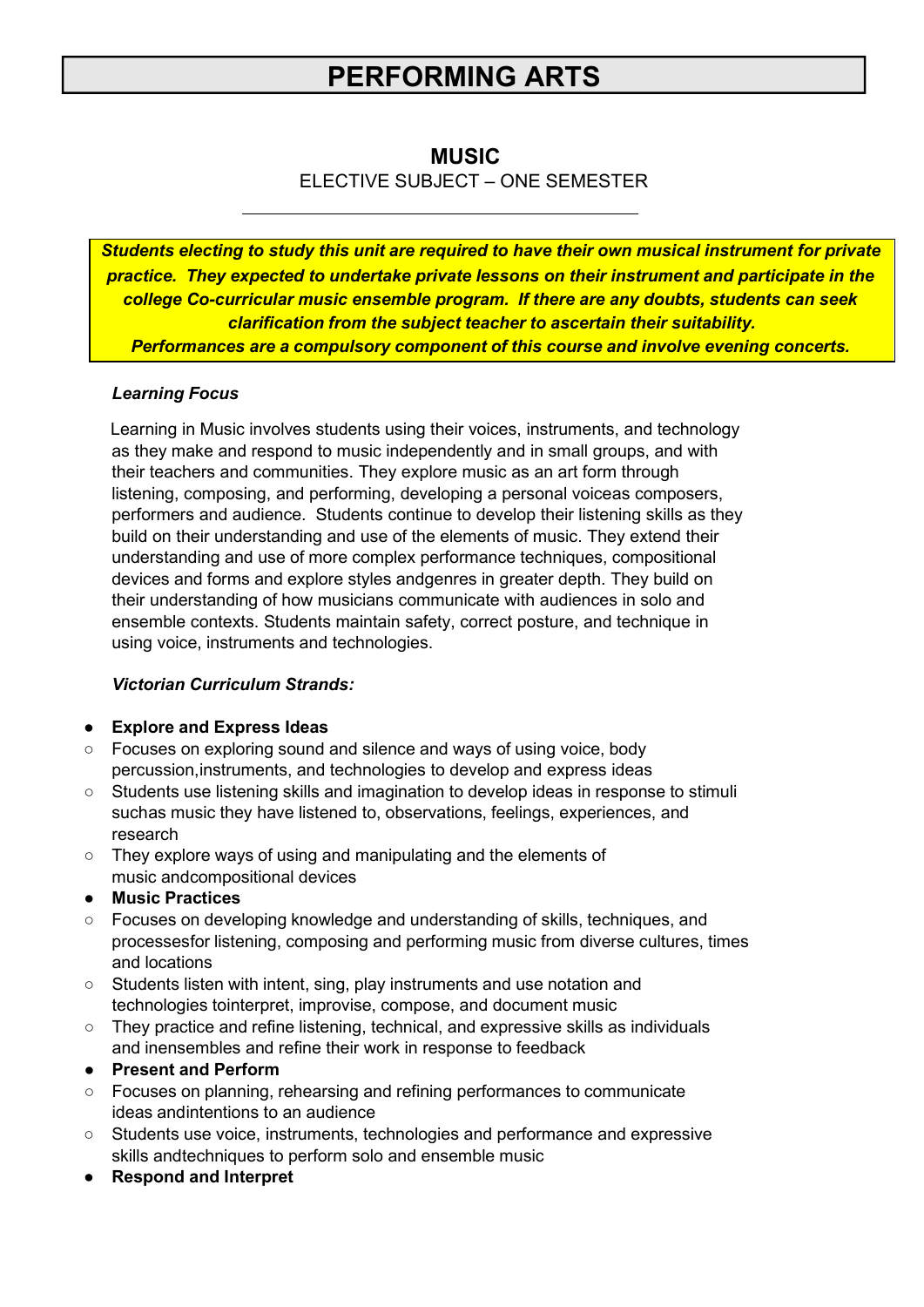# PERFORMING ARTS

## MUSIC

ELECTIVE SUBJECT – ONE SEMESTER

***Students electing to study this unit are required to have their own musical instrument for private practice. They expected to undertake private lessons on their instrument and participate in the college Co-curricular music ensemble program. If there are any doubts, students can seek clarification from the subject teacher to ascertain their suitability. Performances are a compulsory component of this course and involve evening concerts.***

### *Learning Focus*

Learning in Music involves students using their voices, instruments, and technology as they make and respond to music independently and in small groups, and with their teachers and communities. They explore music as an art form through listening, composing, and performing, developing a personal voiceas composers, performers and audience. Students continue to develop their listening skills as they build on their understanding and use of the elements of music. They extend their understanding and use of more complex performance techniques, compositional devices and forms and explore styles andgenres in greater depth. They build on their understanding of how musicians communicate with audiences in solo and ensemble contexts. Students maintain safety, correct posture, and technique in using voice, instruments and technologies.

### *Victorian Curriculum Strands:*

- **Explore and Express Ideas**
  - Focuses on exploring sound and silence and ways of using voice, body percussion,instruments, and technologies to develop and express ideas
  - Students use listening skills and imagination to develop ideas in response to stimuli suchas music they have listened to, observations, feelings, experiences, and research
  - They explore ways of using and manipulating and the elements of music andcompositional devices
- **Music Practices**
  - Focuses on developing knowledge and understanding of skills, techniques, and processesfor listening, composing and performing music from diverse cultures, times and locations
  - Students listen with intent, sing, play instruments and use notation and technologies tointerpret, improvise, compose, and document music
  - They practice and refine listening, technical, and expressive skills as individuals and inensembles and refine their work in response to feedback
- **Present and Perform**
  - Focuses on planning, rehearsing and refining performances to communicate ideas andintentions to an audience
  - Students use voice, instruments, technologies and performance and expressive skills andtechniques to perform solo and ensemble music
- **Respond and Interpret**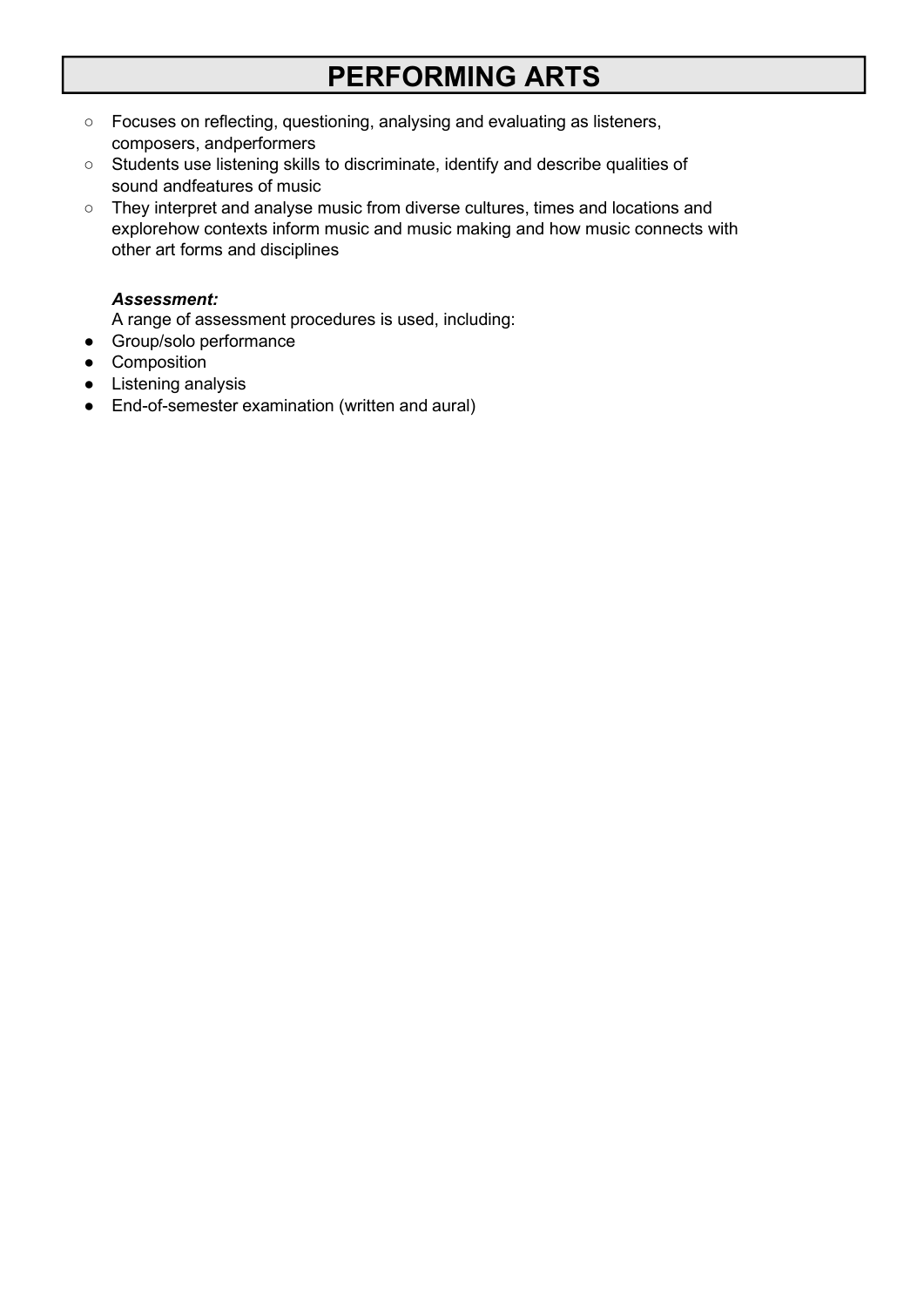# PERFORMING ARTS

- Focuses on reflecting, questioning, analysing and evaluating as listeners, composers, andperformers
- Students use listening skills to discriminate, identify and describe qualities of sound andfeatures of music
- They interpret and analyse music from diverse cultures, times and locations and explorehow contexts inform music and music making and how music connects with other art forms and disciplines

***Assessment:***

A range of assessment procedures is used, including:

- Group/solo performance
- Composition
- Listening analysis
- End-of-semester examination (written and aural)